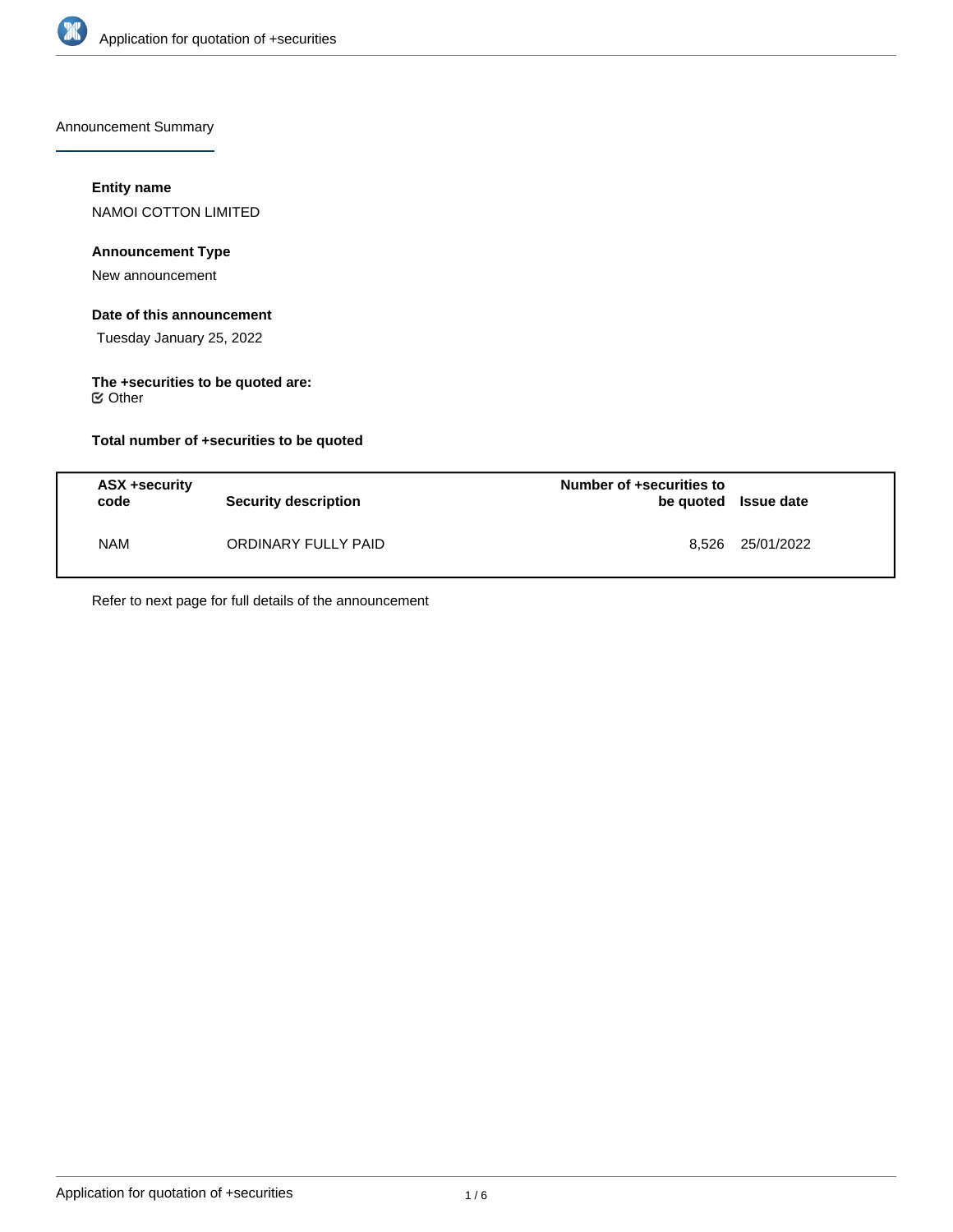Announcement Summary

**Entity name**

NAMOI COTTON LIMITED

**Announcement Type**

New announcement

**Date of this announcement**

Tuesday January 25, 2022

**The +securities to be quoted are:**

Other

**Total number of +securities to be quoted**

| ASX +security code | Security description | Number of +securities to be quoted | Issue date |
|---|---|---|---|
| NAM | ORDINARY FULLY PAID | 8,526 | 25/01/2022 |

Refer to next page for full details of the announcement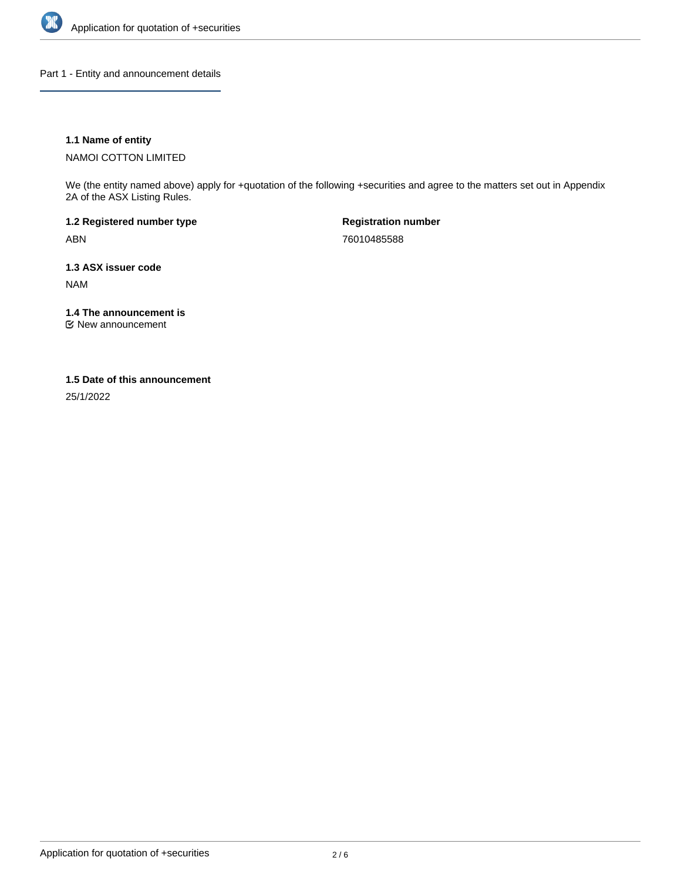## Part 1 - Entity and announcement details

**1.1 Name of entity**

NAMOI COTTON LIMITED

We (the entity named above) apply for +quotation of the following +securities and agree to the matters set out in Appendix 2A of the ASX Listing Rules.

**1.2 Registered number type**

ABN

**Registration number**

76010485588

**1.3 ASX issuer code**

NAM

**1.4 The announcement is**

☑ New announcement

**1.5 Date of this announcement**

25/1/2022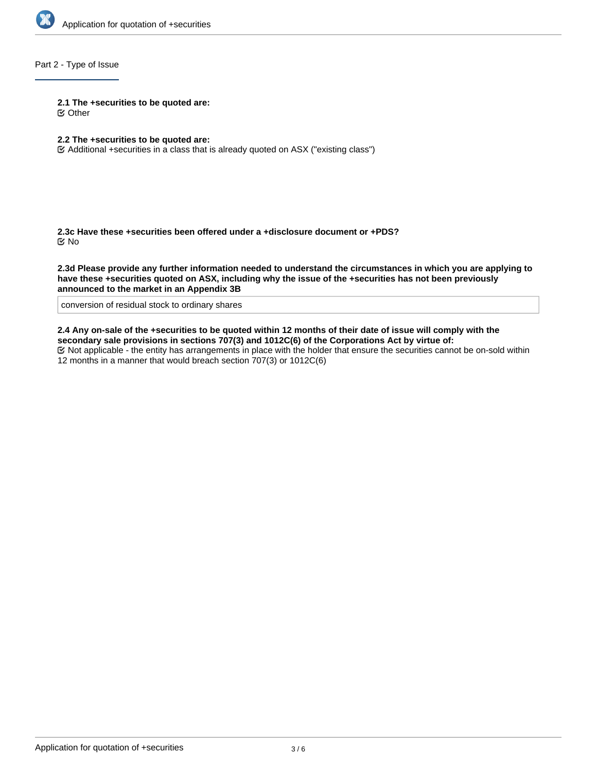## Part 2 - Type of Issue

**2.1 The +securities to be quoted are:**

☑ Other

**2.2 The +securities to be quoted are:**

☑ Additional +securities in a class that is already quoted on ASX ("existing class")

**2.3c Have these +securities been offered under a +disclosure document or +PDS?**

☑ No

**2.3d Please provide any further information needed to understand the circumstances in which you are applying to have these +securities quoted on ASX, including why the issue of the +securities has not been previously announced to the market in an Appendix 3B**

conversion of residual stock to ordinary shares

**2.4 Any on-sale of the +securities to be quoted within 12 months of their date of issue will comply with the secondary sale provisions in sections 707(3) and 1012C(6) of the Corporations Act by virtue of:**

☑ Not applicable - the entity has arrangements in place with the holder that ensure the securities cannot be on-sold within 12 months in a manner that would breach section 707(3) or 1012C(6)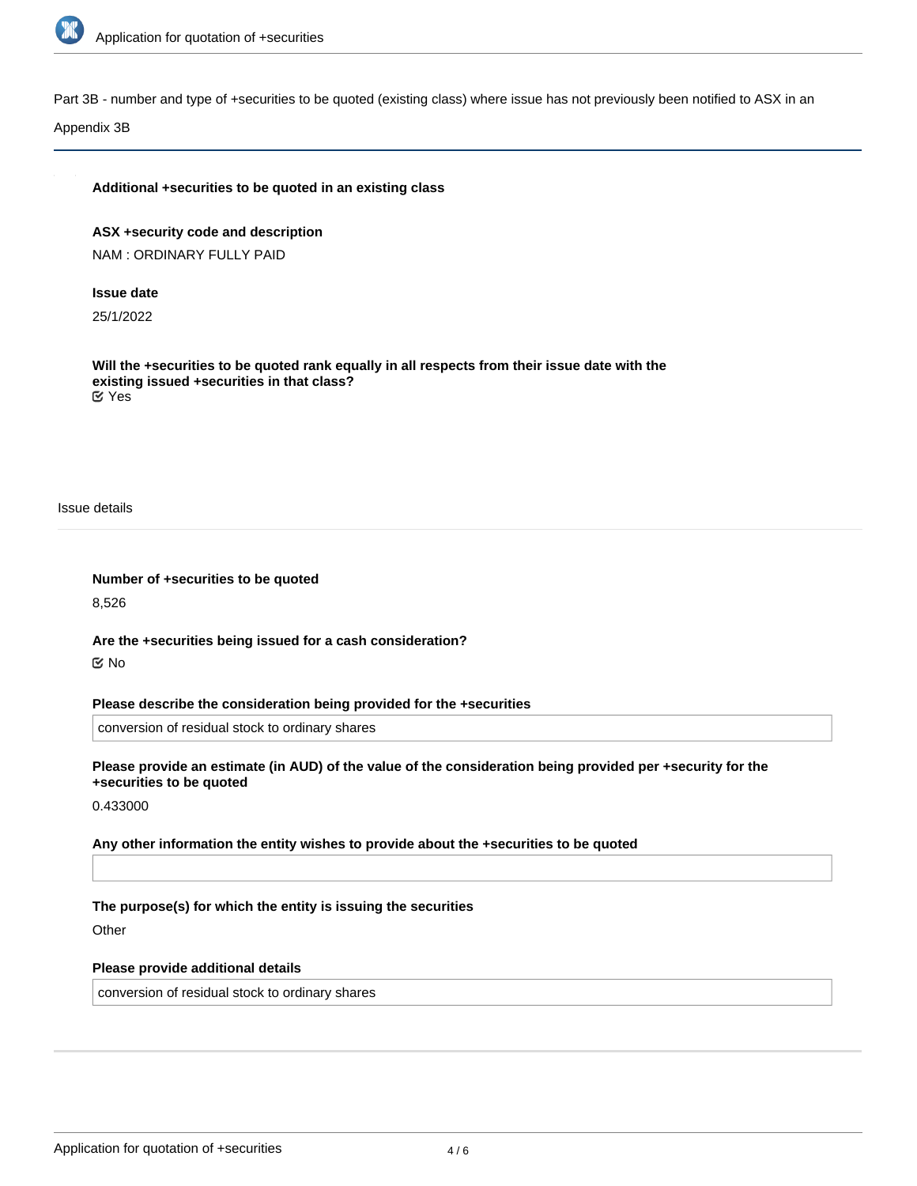Part 3B - number and type of +securities to be quoted (existing class) where issue has not previously been notified to ASX in an Appendix 3B

**Additional +securities to be quoted in an existing class**

**ASX +security code and description**

NAM : ORDINARY FULLY PAID

**Issue date**

25/1/2022

**Will the +securities to be quoted rank equally in all respects from their issue date with the existing issued +securities in that class?**

☑ Yes

Issue details

**Number of +securities to be quoted**

8,526

**Are the +securities being issued for a cash consideration?**

☑ No

**Please describe the consideration being provided for the +securities**

conversion of residual stock to ordinary shares

**Please provide an estimate (in AUD) of the value of the consideration being provided per +security for the +securities to be quoted**

0.433000

**Any other information the entity wishes to provide about the +securities to be quoted**

**The purpose(s) for which the entity is issuing the securities**

Other

**Please provide additional details**

conversion of residual stock to ordinary shares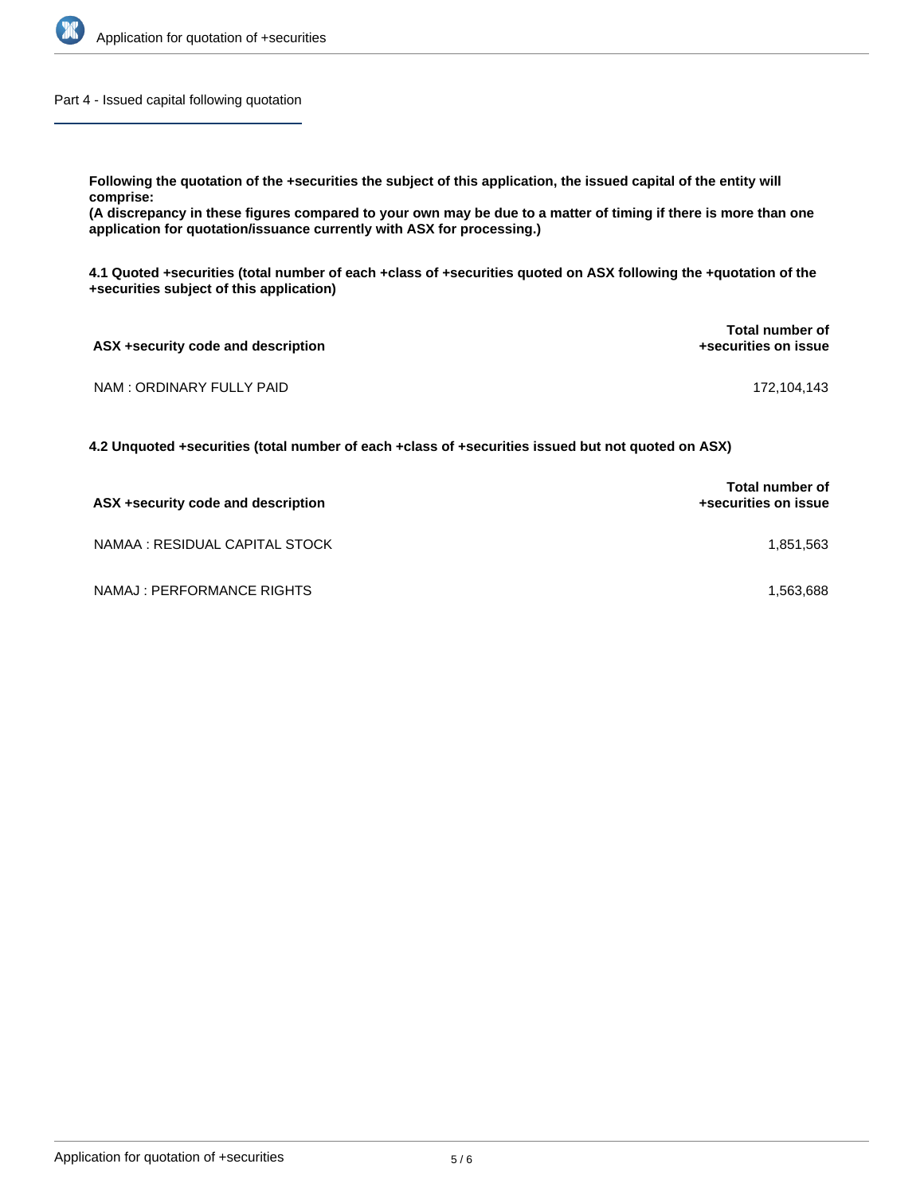## Part 4 - Issued capital following quotation

**Following the quotation of the +securities the subject of this application, the issued capital of the entity will comprise:**

**(A discrepancy in these figures compared to your own may be due to a matter of timing if there is more than one application for quotation/issuance currently with ASX for processing.)**

**4.1 Quoted +securities (total number of each +class of +securities quoted on ASX following the +quotation of the +securities subject of this application)**

| ASX +security code and description | Total number of +securities on issue |
| --- | --- |
| NAM : ORDINARY FULLY PAID | 172,104,143 |

**4.2 Unquoted +securities (total number of each +class of +securities issued but not quoted on ASX)**

| ASX +security code and description | Total number of +securities on issue |
| --- | --- |
| NAMAA : RESIDUAL CAPITAL STOCK | 1,851,563 |
| NAMAJ : PERFORMANCE RIGHTS | 1,563,688 |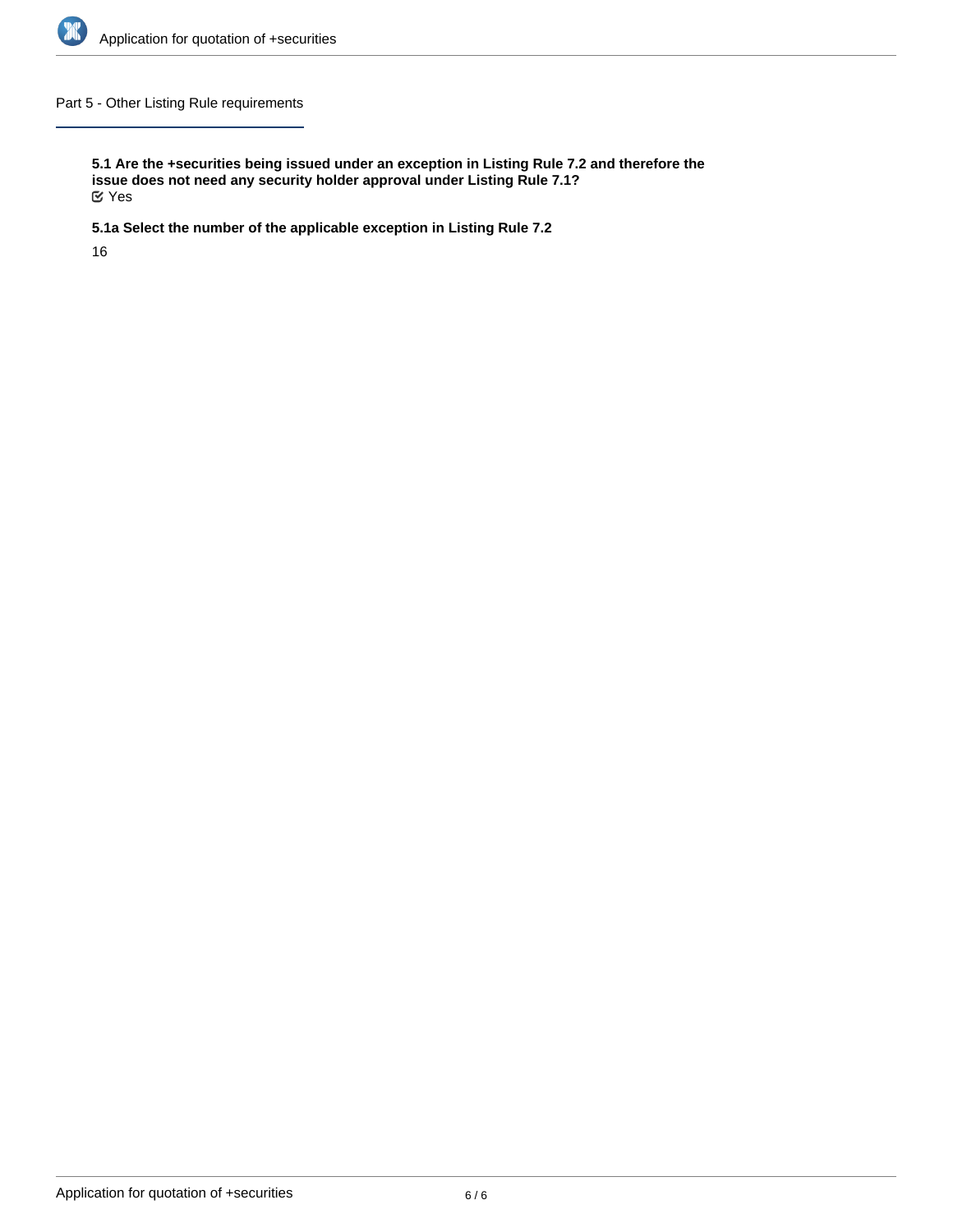## Part 5 - Other Listing Rule requirements

**5.1 Are the +securities being issued under an exception in Listing Rule 7.2 and therefore the issue does not need any security holder approval under Listing Rule 7.1?**

☑ Yes

**5.1a Select the number of the applicable exception in Listing Rule 7.2**

16